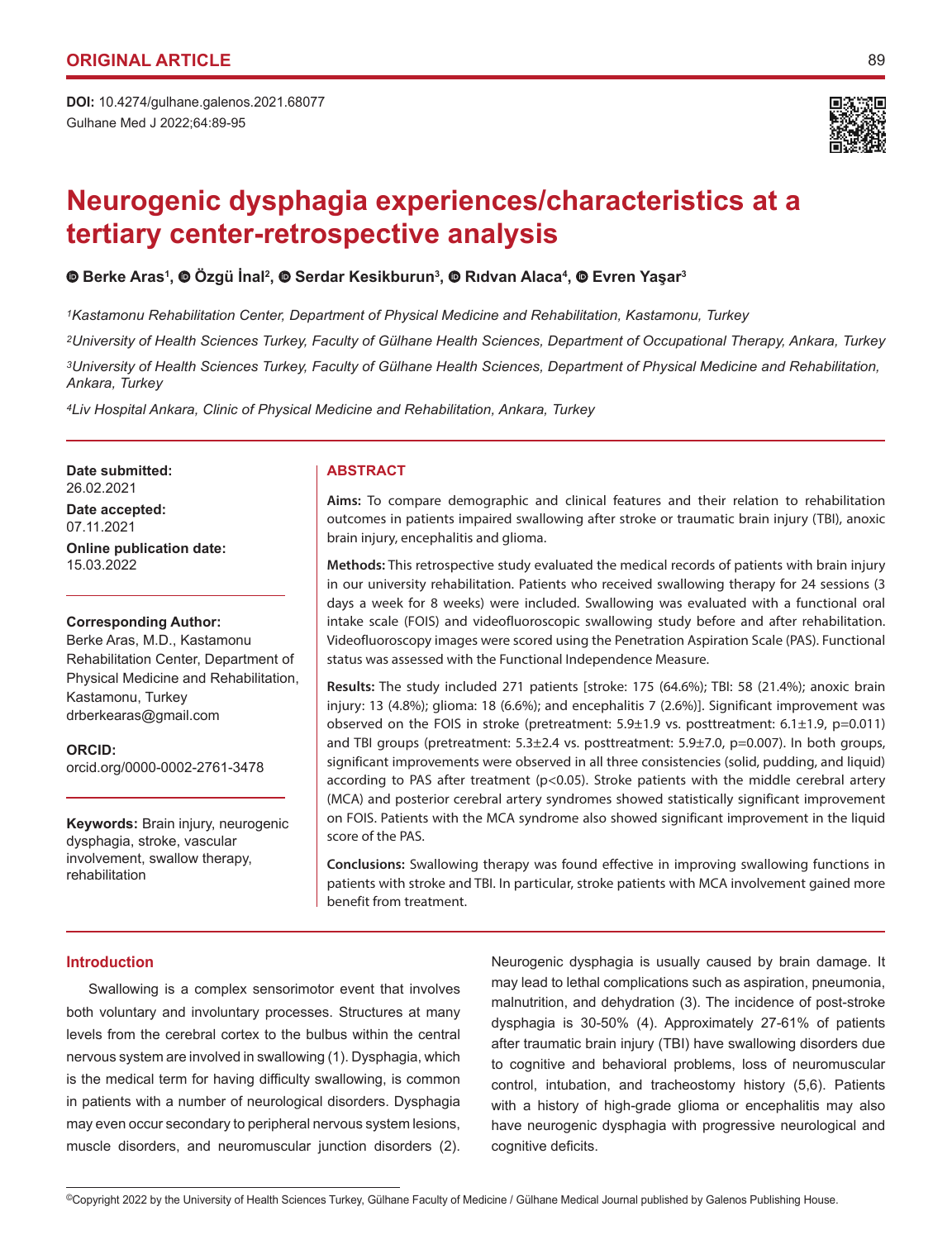ORIGINAL ARTICLE

**DOI:** 10.4274/gulhane.galenos.2021.68077

# Neurogenic dysphagia experiences/characteristics at a tertiary center-retrospective analysis

**Berke Aras[1], Özgü İnal[2], Serdar Kesikburun[3], Rıdvan Alaca[4], Evren Yaşar[3]**

*[1]Kastamonu Rehabilitation Center, Department of Physical Medicine and Rehabilitation, Kastamonu, Turkey*

*[2]University of Health Sciences Turkey, Faculty of Gülhane Health Sciences, Department of Occupational Therapy, Ankara, Turkey*

*[3]University of Health Sciences Turkey, Faculty of Gülhane Health Sciences, Department of Physical Medicine and Rehabilitation, Ankara, Turkey*

*[4]Liv Hospital Ankara, Clinic of Physical Medicine and Rehabilitation, Ankara, Turkey*

**Date submitted:**
26.02.2021

**Date accepted:**
07.11.2021

**Online publication date:**
15.03.2022

**Corresponding Author:**
Berke Aras, M.D., Kastamonu Rehabilitation Center, Department of Physical Medicine and Rehabilitation, Kastamonu, Turkey
drberkearas@gmail.com

**ORCID:**
orcid.org/0000-0002-2761-3478

**Keywords:** Brain injury, neurogenic dysphagia, stroke, vascular involvement, swallow therapy, rehabilitation

## ABSTRACT

**Aims:** To compare demographic and clinical features and their relation to rehabilitation outcomes in patients impaired swallowing after stroke or traumatic brain injury (TBI), anoxic brain injury, encephalitis and glioma.

**Methods:** This retrospective study evaluated the medical records of patients with brain injury in our university rehabilitation. Patients who received swallowing therapy for 24 sessions (3 days a week for 8 weeks) were included. Swallowing was evaluated with a functional oral intake scale (FOIS) and videofluoroscopic swallowing study before and after rehabilitation. Videofluoroscopy images were scored using the Penetration Aspiration Scale (PAS). Functional status was assessed with the Functional Independence Measure.

**Results:** The study included 271 patients [stroke: 175 (64.6%); TBI: 58 (21.4%); anoxic brain injury: 13 (4.8%); glioma: 18 (6.6%); and encephalitis 7 (2.6%)]. Significant improvement was observed on the FOIS in stroke (pretreatment: 5.9±1.9 vs. posttreatment: 6.1±1.9, p=0.011) and TBI groups (pretreatment: 5.3±2.4 vs. posttreatment: 5.9±7.0, p=0.007). In both groups, significant improvements were observed in all three consistencies (solid, pudding, and liquid) according to PAS after treatment (p<0.05). Stroke patients with the middle cerebral artery (MCA) and posterior cerebral artery syndromes showed statistically significant improvement on FOIS. Patients with the MCA syndrome also showed significant improvement in the liquid score of the PAS.

**Conclusions:** Swallowing therapy was found effective in improving swallowing functions in patients with stroke and TBI. In particular, stroke patients with MCA involvement gained more benefit from treatment.

## Introduction

Swallowing is a complex sensorimotor event that involves both voluntary and involuntary processes. Structures at many levels from the cerebral cortex to the bulbus within the central nervous system are involved in swallowing (1). Dysphagia, which is the medical term for having difficulty swallowing, is common in patients with a number of neurological disorders. Dysphagia may even occur secondary to peripheral nervous system lesions, muscle disorders, and neuromuscular junction disorders (2). Neurogenic dysphagia is usually caused by brain damage. It may lead to lethal complications such as aspiration, pneumonia, malnutrition, and dehydration (3). The incidence of post-stroke dysphagia is 30-50% (4). Approximately 27-61% of patients after traumatic brain injury (TBI) have swallowing disorders due to cognitive and behavioral problems, loss of neuromuscular control, intubation, and tracheostomy history (5,6). Patients with a history of high-grade glioma or encephalitis may also have neurogenic dysphagia with progressive neurological and cognitive deficits.

©Copyright 2022 by the University of Health Sciences Turkey, Gülhane Faculty of Medicine / Gülhane Medical Journal published by Galenos Publishing House.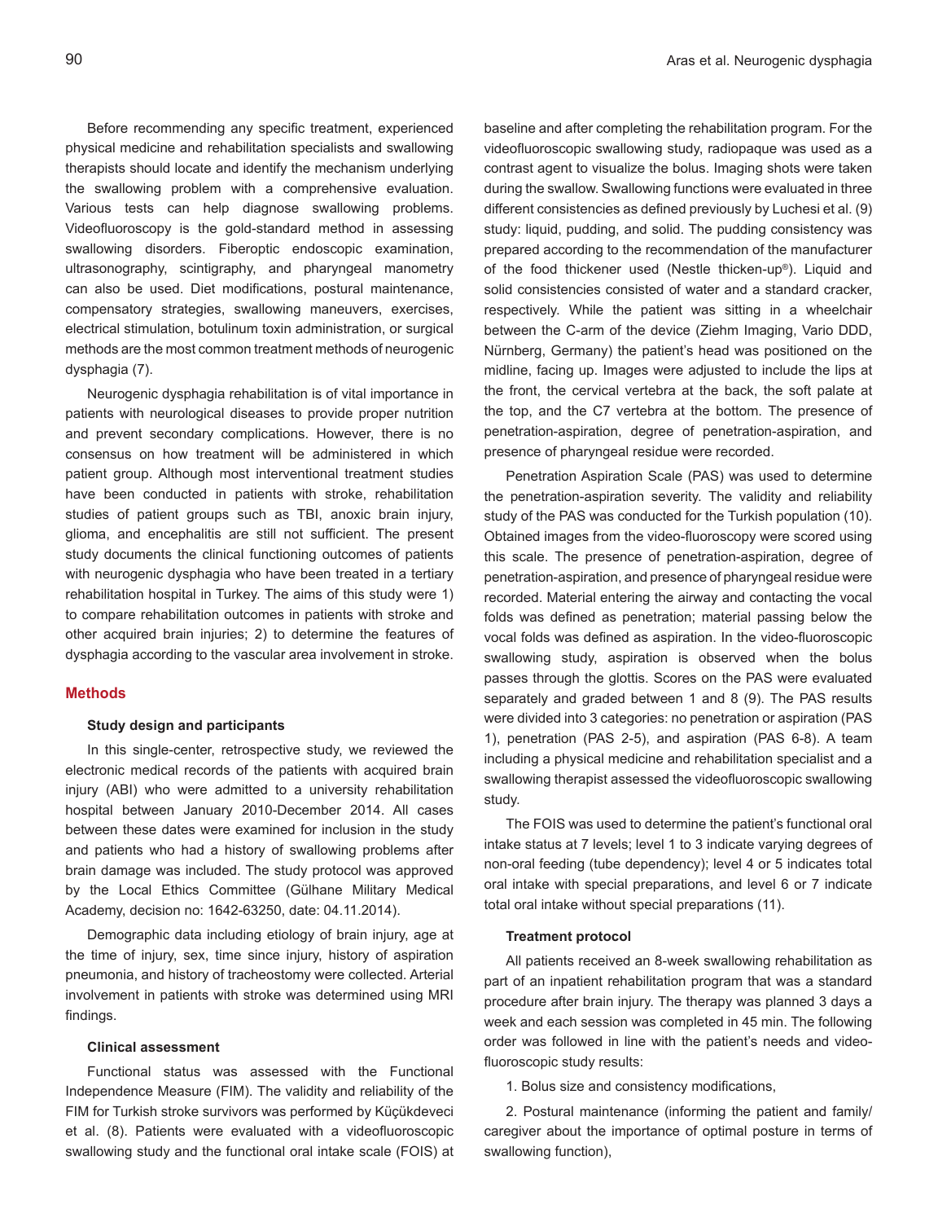Before recommending any specific treatment, experienced physical medicine and rehabilitation specialists and swallowing therapists should locate and identify the mechanism underlying the swallowing problem with a comprehensive evaluation. Various tests can help diagnose swallowing problems. Videofluoroscopy is the gold-standard method in assessing swallowing disorders. Fiberoptic endoscopic examination, ultrasonography, scintigraphy, and pharyngeal manometry can also be used. Diet modifications, postural maintenance, compensatory strategies, swallowing maneuvers, exercises, electrical stimulation, botulinum toxin administration, or surgical methods are the most common treatment methods of neurogenic dysphagia (7).

Neurogenic dysphagia rehabilitation is of vital importance in patients with neurological diseases to provide proper nutrition and prevent secondary complications. However, there is no consensus on how treatment will be administered in which patient group. Although most interventional treatment studies have been conducted in patients with stroke, rehabilitation studies of patient groups such as TBI, anoxic brain injury, glioma, and encephalitis are still not sufficient. The present study documents the clinical functioning outcomes of patients with neurogenic dysphagia who have been treated in a tertiary rehabilitation hospital in Turkey. The aims of this study were 1) to compare rehabilitation outcomes in patients with stroke and other acquired brain injuries; 2) to determine the features of dysphagia according to the vascular area involvement in stroke.

## Methods

### Study design and participants

In this single-center, retrospective study, we reviewed the electronic medical records of the patients with acquired brain injury (ABI) who were admitted to a university rehabilitation hospital between January 2010-December 2014. All cases between these dates were examined for inclusion in the study and patients who had a history of swallowing problems after brain damage was included. The study protocol was approved by the Local Ethics Committee (Gülhane Military Medical Academy, decision no: 1642-63250, date: 04.11.2014).

Demographic data including etiology of brain injury, age at the time of injury, sex, time since injury, history of aspiration pneumonia, and history of tracheostomy were collected. Arterial involvement in patients with stroke was determined using MRI findings.

### Clinical assessment

Functional status was assessed with the Functional Independence Measure (FIM). The validity and reliability of the FIM for Turkish stroke survivors was performed by Küçükdeveci et al. (8). Patients were evaluated with a videofluoroscopic swallowing study and the functional oral intake scale (FOIS) at baseline and after completing the rehabilitation program. For the videofluoroscopic swallowing study, radiopaque was used as a contrast agent to visualize the bolus. Imaging shots were taken during the swallow. Swallowing functions were evaluated in three different consistencies as defined previously by Luchesi et al. (9) study: liquid, pudding, and solid. The pudding consistency was prepared according to the recommendation of the manufacturer of the food thickener used (Nestle thicken-up®). Liquid and solid consistencies consisted of water and a standard cracker, respectively. While the patient was sitting in a wheelchair between the C-arm of the device (Ziehm Imaging, Vario DDD, Nürnberg, Germany) the patient's head was positioned on the midline, facing up. Images were adjusted to include the lips at the front, the cervical vertebra at the back, the soft palate at the top, and the C7 vertebra at the bottom. The presence of penetration-aspiration, degree of penetration-aspiration, and presence of pharyngeal residue were recorded.

Penetration Aspiration Scale (PAS) was used to determine the penetration-aspiration severity. The validity and reliability study of the PAS was conducted for the Turkish population (10). Obtained images from the video-fluoroscopy were scored using this scale. The presence of penetration-aspiration, degree of penetration-aspiration, and presence of pharyngeal residue were recorded. Material entering the airway and contacting the vocal folds was defined as penetration; material passing below the vocal folds was defined as aspiration. In the video-fluoroscopic swallowing study, aspiration is observed when the bolus passes through the glottis. Scores on the PAS were evaluated separately and graded between 1 and 8 (9). The PAS results were divided into 3 categories: no penetration or aspiration (PAS 1), penetration (PAS 2-5), and aspiration (PAS 6-8). A team including a physical medicine and rehabilitation specialist and a swallowing therapist assessed the videofluoroscopic swallowing study.

The FOIS was used to determine the patient's functional oral intake status at 7 levels; level 1 to 3 indicate varying degrees of non-oral feeding (tube dependency); level 4 or 5 indicates total oral intake with special preparations, and level 6 or 7 indicate total oral intake without special preparations (11).

### Treatment protocol

All patients received an 8-week swallowing rehabilitation as part of an inpatient rehabilitation program that was a standard procedure after brain injury. The therapy was planned 3 days a week and each session was completed in 45 min. The following order was followed in line with the patient's needs and video-fluoroscopic study results:

1. Bolus size and consistency modifications,

2. Postural maintenance (informing the patient and family/caregiver about the importance of optimal posture in terms of swallowing function),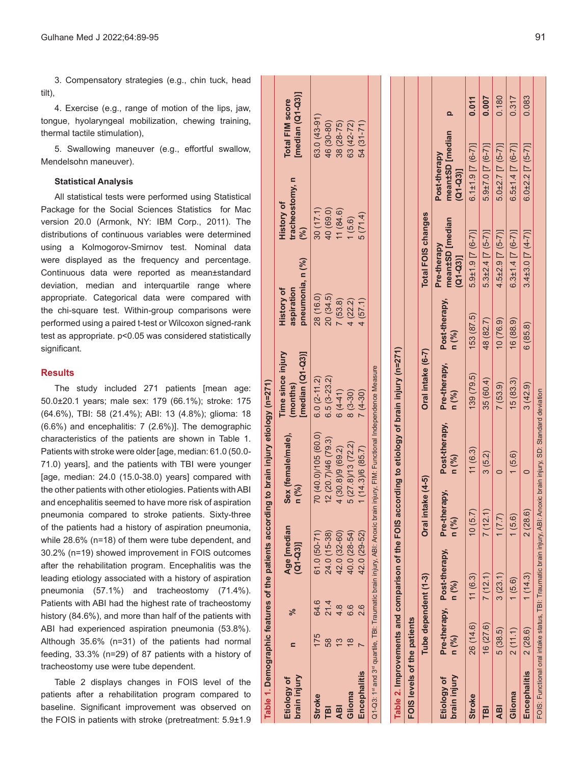3. Compensatory strategies (e.g., chin tuck, head tilt),

4. Exercise (e.g., range of motion of the lips, jaw, tongue, hyolaryngeal mobilization, chewing training, thermal tactile stimulation),

5. Swallowing maneuver (e.g., effortful swallow, Mendelsohn maneuver).

**Statistical Analysis**

All statistical tests were performed using Statistical Package for the Social Sciences Statistics for Mac version 20.0 (Armonk, NY: IBM Corp., 2011). The distributions of continuous variables were determined using a Kolmogorov-Smirnov test. Nominal data were displayed as the frequency and percentage. Continuous data were reported as mean±standard deviation, median and interquartile range where appropriate. Categorical data were compared with the chi-square test. Within-group comparisons were performed using a paired t-test or Wilcoxon signed-rank test as appropriate. p<0.05 was considered statistically significant.

## Results

The study included 271 patients [mean age: 50.0±20.1 years; male sex: 179 (66.1%); stroke: 175 (64.6%), TBI: 58 (21.4%); ABI: 13 (4.8%); glioma: 18 (6.6%) and encephalitis: 7 (2.6%)]. The demographic characteristics of the patients are shown in Table 1. Patients with stroke were older [age, median: 61.0 (50.0-71.0) years], and the patients with TBI were younger [age, median: 24.0 (15.0-38.0) years] compared with the other patients with other etiologies. Patients with ABI and encephalitis seemed to have more risk of aspiration pneumonia compared to stroke patients. Sixty-three of the patients had a history of aspiration pneumonia, while 28.6% (n=18) of them were tube dependent, and 30.2% (n=19) showed improvement in FOIS outcomes after the rehabilitation program. Encephalitis was the leading etiology associated with a history of aspiration pneumonia (57.1%) and tracheostomy (71.4%). Patients with ABI had the highest rate of tracheostomy history (84.6%), and more than half of the patients with ABI had experienced aspiration pneumonia (53.8%). Although 35.6% (n=31) of the patients had normal feeding, 33.3% (n=29) of 87 patients with a history of tracheostomy use were tube dependent.

Table 2 displays changes in FOIS level of the patients after a rehabilitation program compared to baseline. Significant improvement was observed on the FOIS in patients with stroke (pretreatment: 5.9±1.9

**Table 1.** Demographic features of the patients according to brain injury etiology (n=271)

| Etiology of brain injury | n | % | Age [median (Q1-Q3)] | Sex (female/male), n (%) | Time since injury (months) [median (Q1-Q3)] | History of aspiration pneumonia, n (%) | History of tracheostomy, n (%) | Total FIM score [median (Q1-Q3)] |
|---|---|---|---|---|---|---|---|---|
| Stroke | 175 | 64.6 | 61.0 (50-71) | 70 (40.0)/105 (60.0) | 6.0 (2-11.2) | 28 (16.0) | 30 (17.1) | 63.0 (43-91) |
| TBI | 58 | 21.4 | 24.0 (15-38) | 12 (20.7)/46 (79.3) | 6.5 (3-23.2) | 20 (34.5) | 40 (69.0) | 46 (30-80) |
| ABI | 13 | 4.8 | 42.0 (32-60) | 4 (30.8)/9 (69.2) | 6 (4-41) | 7 (53.8) | 11 (84.6) | 38 (28-75) |
| Glioma | 18 | 6.6 | 40.0 (28-54) | 5 (27.8)/13 (72.2) | 8 (3-30) | 4 (22.2) | 1 (5.6) | 63 (42-72) |
| Encephalitis | 7 | 2.6 | 42.0 (29-52) | 1 (14.3)/6 (85.7) | 7 (4-30) | 4 (57.1) | 5 (71.4) | 54 (31-71) |

Q1-Q3: 1st and 3rd quartile, TBI: Traumatic brain injury, ABI: Anoxic brain injury, FIM: Functional Independence Measure

**Table 2.** Improvements and comparison of the FOIS according to etiology of brain injury (n=271)

| | FOIS levels of the patients | | | | | | Total FOIS changes | | |
|---|---|---|---|---|---|---|---|---|---|
| | Tube dependent (1-3) | | Oral intake (4-5) | | Oral intake (6-7) | | | | |
| Etiology of brain injury | Pre-therapy, n (%) | Post-therapy, n (%) | Pre-therapy, n (%) | Post-therapy, n (%) | Pre-therapy, n (%) | Post-therapy, n (%) | Pre-therapy mean±SD [median (Q1-Q3)] | Post-therapy mean±SD [median (Q1-Q3)] | p |
| Stroke | 26 (14.6) | 11 (6.3) | 10 (5.7) | 11 (6.3) | 139 (79.5) | 153 (87.5) | 5.9±1.9 [7 (6-7)] | 6.1±1.9 [7 (6-7)] | **0.011** |
| TBI | 16 (27.6) | 7 (12.1) | 7 (12.1) | 3 (5.2) | 35 (60.4) | 48 (82.7) | 5.3±2.4 [7 (5-7)] | 5.9±7.0 [7 (6-7)] | **0.007** |
| ABI | 5 (38.5) | 3 (23.1) | 1 (7.7) | 0 | 7 (53.9) | 10 (76.9) | 4.5±2.9 [7 (5-7)] | 5.0±2.7 [7 (5-7)] | 0.180 |
| Glioma | 2 (11.1) | 1 (5.6) | 1 (5.6) | 1 (5.6) | 15 (83.3) | 16 (88.9) | 6.3±1.4 [7 (6-7)] | 6.5±1.4 [7 (6-7)] | 0.317 |
| Encephalitis | 2 (28.6) | 1 (14.3) | 2 (28.6) | 0 | 3 (42.9) | 6 (85.8) | 3.4±3.0 [7 (4-7)] | 6.0±2.2 [7 (5-7)] | 0.083 |

FOIS: Functional oral intake status, TBI: Traumatic brain injury, ABI: Anoxic brain injury, SD: Standard deviation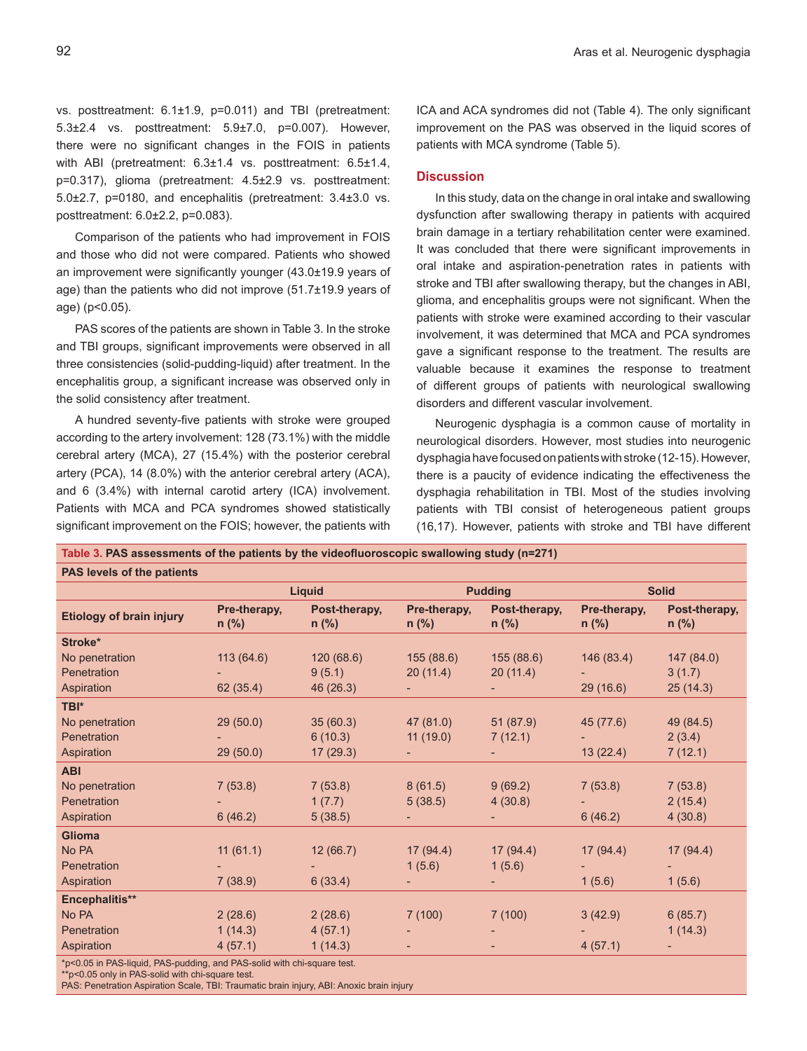vs. posttreatment: 6.1±1.9, p=0.011) and TBI (pretreatment: 5.3±2.4 vs. posttreatment: 5.9±7.0, p=0.007). However, there were no significant changes in the FOIS in patients with ABI (pretreatment: 6.3±1.4 vs. posttreatment: 6.5±1.4, p=0.317), glioma (pretreatment: 4.5±2.9 vs. posttreatment: 5.0±2.7, p=0180, and encephalitis (pretreatment: 3.4±3.0 vs. posttreatment: 6.0±2.2, p=0.083).

Comparison of the patients who had improvement in FOIS and those who did not were compared. Patients who showed an improvement were significantly younger (43.0±19.9 years of age) than the patients who did not improve (51.7±19.9 years of age) (p<0.05).

PAS scores of the patients are shown in Table 3. In the stroke and TBI groups, significant improvements were observed in all three consistencies (solid-pudding-liquid) after treatment. In the encephalitis group, a significant increase was observed only in the solid consistency after treatment.

A hundred seventy-five patients with stroke were grouped according to the artery involvement: 128 (73.1%) with the middle cerebral artery (MCA), 27 (15.4%) with the posterior cerebral artery (PCA), 14 (8.0%) with the anterior cerebral artery (ACA), and 6 (3.4%) with internal carotid artery (ICA) involvement. Patients with MCA and PCA syndromes showed statistically significant improvement on the FOIS; however, the patients with ICA and ACA syndromes did not (Table 4). The only significant improvement on the PAS was observed in the liquid scores of patients with MCA syndrome (Table 5).

## Discussion

In this study, data on the change in oral intake and swallowing dysfunction after swallowing therapy in patients with acquired brain damage in a tertiary rehabilitation center were examined. It was concluded that there were significant improvements in oral intake and aspiration-penetration rates in patients with stroke and TBI after swallowing therapy, but the changes in ABI, glioma, and encephalitis groups were not significant. When the patients with stroke were examined according to their vascular involvement, it was determined that MCA and PCA syndromes gave a significant response to the treatment. The results are valuable because it examines the response to treatment of different groups of patients with neurological swallowing disorders and different vascular involvement.

Neurogenic dysphagia is a common cause of mortality in neurological disorders. However, most studies into neurogenic dysphagia have focused on patients with stroke (12-15). However, there is a paucity of evidence indicating the effectiveness the dysphagia rehabilitation in TBI. Most of the studies involving patients with TBI consist of heterogeneous patient groups (16,17). However, patients with stroke and TBI have different

**Table 3. PAS assessments of the patients by the videofluoroscopic swallowing study (n=271)**

| PAS levels of the patients | | | | | | |
|---|---|---|---|---|---|---|
| | Liquid | | Pudding | | Solid | |
| Etiology of brain injury | Pre-therapy, n (%) | Post-therapy, n (%) | Pre-therapy, n (%) | Post-therapy, n (%) | Pre-therapy, n (%) | Post-therapy, n (%) |
| **Stroke*** | | | | | | |
| No penetration | 113 (64.6) | 120 (68.6) | 155 (88.6) | 155 (88.6) | 146 (83.4) | 147 (84.0) |
| Penetration | - | 9 (5.1) | 20 (11.4) | 20 (11.4) | - | 3 (1.7) |
| Aspiration | 62 (35.4) | 46 (26.3) | - | - | 29 (16.6) | 25 (14.3) |
| **TBI*** | | | | | | |
| No penetration | 29 (50.0) | 35 (60.3) | 47 (81.0) | 51 (87.9) | 45 (77.6) | 49 (84.5) |
| Penetration | - | 6 (10.3) | 11 (19.0) | 7 (12.1) | - | 2 (3.4) |
| Aspiration | 29 (50.0) | 17 (29.3) | - | - | 13 (22.4) | 7 (12.1) |
| **ABI** | | | | | | |
| No penetration | 7 (53.8) | 7 (53.8) | 8 (61.5) | 9 (69.2) | 7 (53.8) | 7 (53.8) |
| Penetration | - | 1 (7.7) | 5 (38.5) | 4 (30.8) | - | 2 (15.4) |
| Aspiration | 6 (46.2) | 5 (38.5) | - | - | 6 (46.2) | 4 (30.8) |
| **Glioma** | | | | | | |
| No PA | 11 (61.1) | 12 (66.7) | 17 (94.4) | 17 (94.4) | 17 (94.4) | 17 (94.4) |
| Penetration | - | - | 1 (5.6) | 1 (5.6) | - | - |
| Aspiration | 7 (38.9) | 6 (33.4) | - | - | 1 (5.6) | 1 (5.6) |
| **Encephalitis**** | | | | | | |
| No PA | 2 (28.6) | 2 (28.6) | 7 (100) | 7 (100) | 3 (42.9) | 6 (85.7) |
| Penetration | 1 (14.3) | 4 (57.1) | - | - | - | 1 (14.3) |
| Aspiration | 4 (57.1) | 1 (14.3) | - | - | 4 (57.1) | - |

*p<0.05 in PAS-liquid, PAS-pudding, and PAS-solid with chi-square test.
**p<0.05 only in PAS-solid with chi-square test.
PAS: Penetration Aspiration Scale, TBI: Traumatic brain injury, ABI: Anoxic brain injury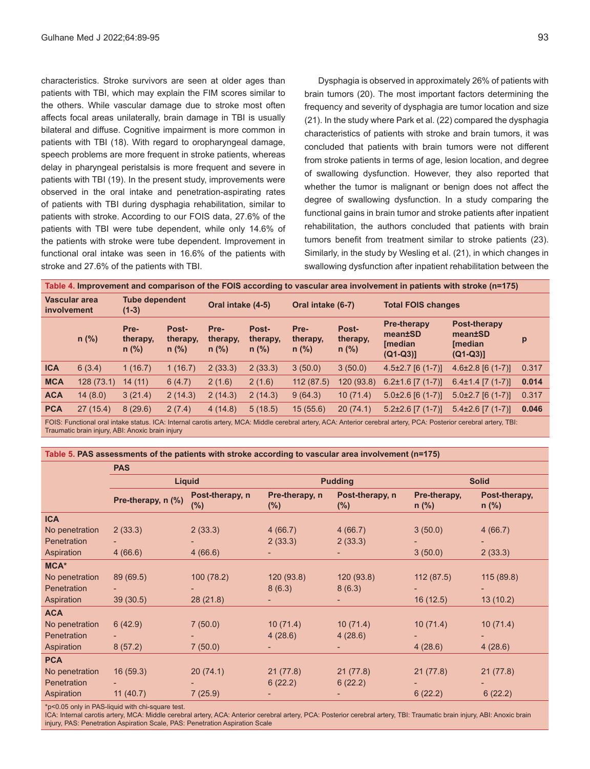characteristics. Stroke survivors are seen at older ages than patients with TBI, which may explain the FIM scores similar to the others. While vascular damage due to stroke most often affects focal areas unilaterally, brain damage in TBI is usually bilateral and diffuse. Cognitive impairment is more common in patients with TBI (18). With regard to oropharyngeal damage, speech problems are more frequent in stroke patients, whereas delay in pharyngeal peristalsis is more frequent and severe in patients with TBI (19). In the present study, improvements were observed in the oral intake and penetration-aspirating rates of patients with TBI during dysphagia rehabilitation, similar to patients with stroke. According to our FOIS data, 27.6% of the patients with TBI were tube dependent, while only 14.6% of the patients with stroke were tube dependent. Improvement in functional oral intake was seen in 16.6% of the patients with stroke and 27.6% of the patients with TBI.

Dysphagia is observed in approximately 26% of patients with brain tumors (20). The most important factors determining the frequency and severity of dysphagia are tumor location and size (21). In the study where Park et al. (22) compared the dysphagia characteristics of patients with stroke and brain tumors, it was concluded that patients with brain tumors were not different from stroke patients in terms of age, lesion location, and degree of swallowing dysfunction. However, they also reported that whether the tumor is malignant or benign does not affect the degree of swallowing dysfunction. In a study comparing the functional gains in brain tumor and stroke patients after inpatient rehabilitation, the authors concluded that patients with brain tumors benefit from treatment similar to stroke patients (23). Similarly, in the study by Wesling et al. (21), in which changes in swallowing dysfunction after inpatient rehabilitation between the

**Table 4. Improvement and comparison of the FOIS according to vascular area involvement in patients with stroke (n=175)**

| Vascular area involvement | | Tube dependent (1-3) | | Oral intake (4-5) | | Oral intake (6-7) | | Total FOIS changes | | |
|---|---|---|---|---|---|---|---|---|---|---|
| | n (%) | Pre-therapy, n (%) | Post-therapy, n (%) | Pre-therapy, n (%) | Post-therapy, n (%) | Pre-therapy, n (%) | Post-therapy, n (%) | Pre-therapy mean±SD [median (Q1-Q3)] | Post-therapy mean±SD [median (Q1-Q3)] | p |
| ICA | 6 (3.4) | 1 (16.7) | 1 (16.7) | 2 (33.3) | 2 (33.3) | 3 (50.0) | 3 (50.0) | 4.5±2.7 [6 (1-7)] | 4.6±2.8 [6 (1-7)] | 0.317 |
| MCA | 128 (73.1) | 14 (11) | 6 (4.7) | 2 (1.6) | 2 (1.6) | 112 (87.5) | 120 (93.8) | 6.2±1.6 [7 (1-7)] | 6.4±1.4 [7 (1-7)] | **0.014** |
| ACA | 14 (8.0) | 3 (21.4) | 2 (14.3) | 2 (14.3) | 2 (14.3) | 9 (64.3) | 10 (71.4) | 5.0±2.6 [6 (1-7)] | 5.0±2.7 [6 (1-7)] | 0.317 |
| PCA | 27 (15.4) | 8 (29.6) | 2 (7.4) | 4 (14.8) | 5 (18.5) | 15 (55.6) | 20 (74.1) | 5.2±2.6 [7 (1-7)] | 5.4±2.6 [7 (1-7)] | **0.046** |

FOIS: Functional oral intake status. ICA: Internal carotis artery, MCA: Middle cerebral artery, ACA: Anterior cerebral artery, PCA: Posterior cerebral artery, TBI: Traumatic brain injury, ABI: Anoxic brain injury

**Table 5. PAS assessments of the patients with stroke according to vascular area involvement (n=175)**

| | PAS | | | | | |
|---|---|---|---|---|---|---|
| | Liquid | | Pudding | | Solid | |
| | Pre-therapy, n (%) | Post-therapy, n (%) | Pre-therapy, n (%) | Post-therapy, n (%) | Pre-therapy, n (%) | Post-therapy, n (%) |
| **ICA** | | | | | | |
| No penetration | 2 (33.3) | 2 (33.3) | 4 (66.7) | 4 (66.7) | 3 (50.0) | 4 (66.7) |
| Penetration | - | - | 2 (33.3) | 2 (33.3) | - | - |
| Aspiration | 4 (66.6) | 4 (66.6) | - | - | 3 (50.0) | 2 (33.3) |
| **MCA*** | | | | | | |
| No penetration | 89 (69.5) | 100 (78.2) | 120 (93.8) | 120 (93.8) | 112 (87.5) | 115 (89.8) |
| Penetration | - | - | 8 (6.3) | 8 (6.3) | - | - |
| Aspiration | 39 (30.5) | 28 (21.8) | - | - | 16 (12.5) | 13 (10.2) |
| **ACA** | | | | | | |
| No penetration | 6 (42.9) | 7 (50.0) | 10 (71.4) | 10 (71.4) | 10 (71.4) | 10 (71.4) |
| Penetration | - | - | 4 (28.6) | 4 (28.6) | - | - |
| Aspiration | 8 (57.2) | 7 (50.0) | - | - | 4 (28.6) | 4 (28.6) |
| **PCA** | | | | | | |
| No penetration | 16 (59.3) | 20 (74.1) | 21 (77.8) | 21 (77.8) | 21 (77.8) | 21 (77.8) |
| Penetration | - | - | 6 (22.2) | 6 (22.2) | - | - |
| Aspiration | 11 (40.7) | 7 (25.9) | - | - | 6 (22.2) | 6 (22.2) |

*p<0.05 only in PAS-liquid with chi-square test.
ICA: Internal carotis artery, MCA: Middle cerebral artery, ACA: Anterior cerebral artery, PCA: Posterior cerebral artery, TBI: Traumatic brain injury, ABI: Anoxic brain injury, PAS: Penetration Aspiration Scale, PAS: Penetration Aspiration Scale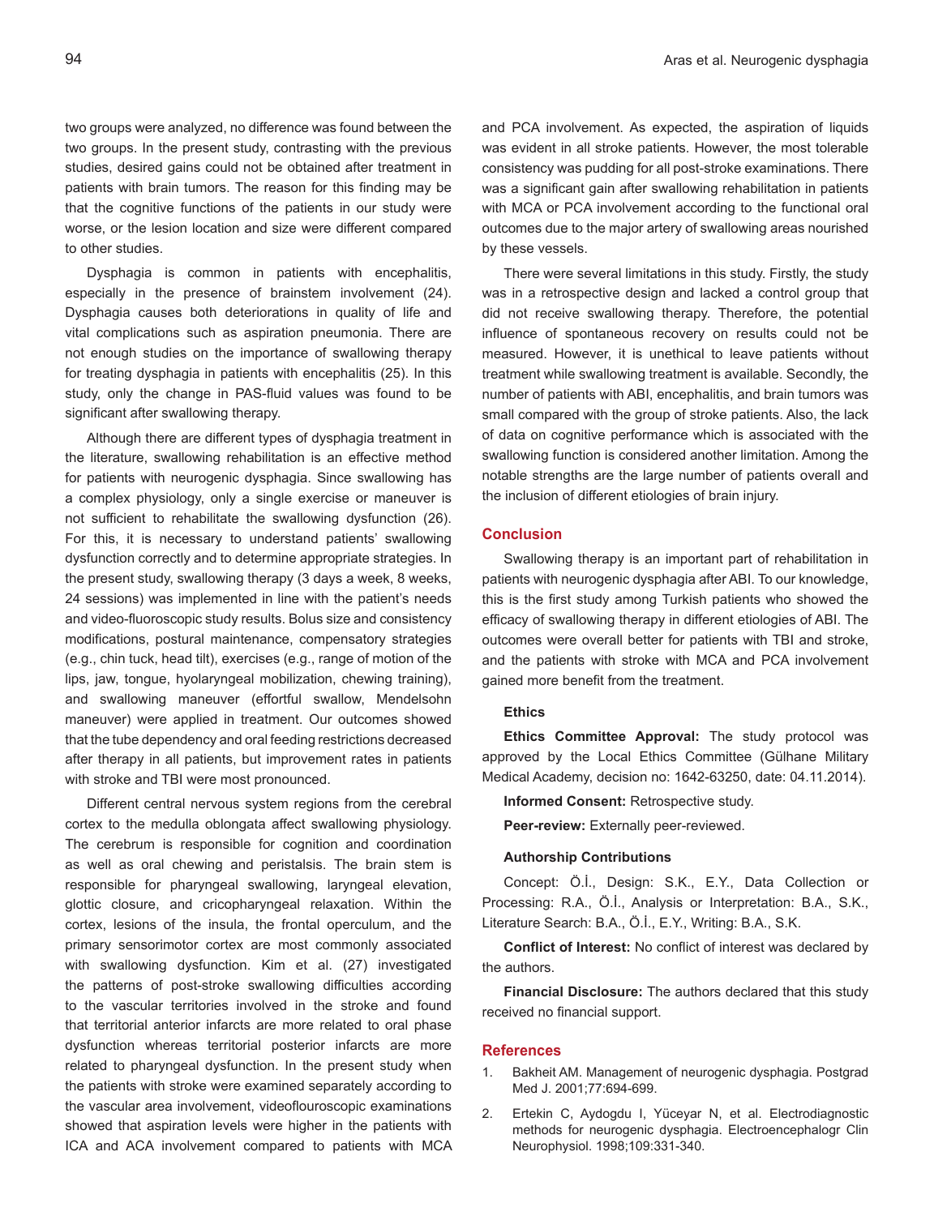two groups were analyzed, no difference was found between the two groups. In the present study, contrasting with the previous studies, desired gains could not be obtained after treatment in patients with brain tumors. The reason for this finding may be that the cognitive functions of the patients in our study were worse, or the lesion location and size were different compared to other studies.

Dysphagia is common in patients with encephalitis, especially in the presence of brainstem involvement (24). Dysphagia causes both deteriorations in quality of life and vital complications such as aspiration pneumonia. There are not enough studies on the importance of swallowing therapy for treating dysphagia in patients with encephalitis (25). In this study, only the change in PAS-fluid values was found to be significant after swallowing therapy.

Although there are different types of dysphagia treatment in the literature, swallowing rehabilitation is an effective method for patients with neurogenic dysphagia. Since swallowing has a complex physiology, only a single exercise or maneuver is not sufficient to rehabilitate the swallowing dysfunction (26). For this, it is necessary to understand patients' swallowing dysfunction correctly and to determine appropriate strategies. In the present study, swallowing therapy (3 days a week, 8 weeks, 24 sessions) was implemented in line with the patient's needs and video-fluoroscopic study results. Bolus size and consistency modifications, postural maintenance, compensatory strategies (e.g., chin tuck, head tilt), exercises (e.g., range of motion of the lips, jaw, tongue, hyolaryngeal mobilization, chewing training), and swallowing maneuver (effortful swallow, Mendelsohn maneuver) were applied in treatment. Our outcomes showed that the tube dependency and oral feeding restrictions decreased after therapy in all patients, but improvement rates in patients with stroke and TBI were most pronounced.

Different central nervous system regions from the cerebral cortex to the medulla oblongata affect swallowing physiology. The cerebrum is responsible for cognition and coordination as well as oral chewing and peristalsis. The brain stem is responsible for pharyngeal swallowing, laryngeal elevation, glottic closure, and cricopharyngeal relaxation. Within the cortex, lesions of the insula, the frontal operculum, and the primary sensorimotor cortex are most commonly associated with swallowing dysfunction. Kim et al. (27) investigated the patterns of post-stroke swallowing difficulties according to the vascular territories involved in the stroke and found that territorial anterior infarcts are more related to oral phase dysfunction whereas territorial posterior infarcts are more related to pharyngeal dysfunction. In the present study when the patients with stroke were examined separately according to the vascular area involvement, videoflouroscopic examinations showed that aspiration levels were higher in the patients with ICA and ACA involvement compared to patients with MCA and PCA involvement. As expected, the aspiration of liquids was evident in all stroke patients. However, the most tolerable consistency was pudding for all post-stroke examinations. There was a significant gain after swallowing rehabilitation in patients with MCA or PCA involvement according to the functional oral outcomes due to the major artery of swallowing areas nourished by these vessels.

There were several limitations in this study. Firstly, the study was in a retrospective design and lacked a control group that did not receive swallowing therapy. Therefore, the potential influence of spontaneous recovery on results could not be measured. However, it is unethical to leave patients without treatment while swallowing treatment is available. Secondly, the number of patients with ABI, encephalitis, and brain tumors was small compared with the group of stroke patients. Also, the lack of data on cognitive performance which is associated with the swallowing function is considered another limitation. Among the notable strengths are the large number of patients overall and the inclusion of different etiologies of brain injury.

## Conclusion

Swallowing therapy is an important part of rehabilitation in patients with neurogenic dysphagia after ABI. To our knowledge, this is the first study among Turkish patients who showed the efficacy of swallowing therapy in different etiologies of ABI. The outcomes were overall better for patients with TBI and stroke, and the patients with stroke with MCA and PCA involvement gained more benefit from the treatment.

### Ethics

**Ethics Committee Approval:** The study protocol was approved by the Local Ethics Committee (Gülhane Military Medical Academy, decision no: 1642-63250, date: 04.11.2014).

**Informed Consent:** Retrospective study.

**Peer-review:** Externally peer-reviewed.

### Authorship Contributions

Concept: Ö.İ., Design: S.K., E.Y., Data Collection or Processing: R.A., Ö.İ., Analysis or Interpretation: B.A., S.K., Literature Search: B.A., Ö.İ., E.Y., Writing: B.A., S.K.

**Conflict of Interest:** No conflict of interest was declared by the authors.

**Financial Disclosure:** The authors declared that this study received no financial support.

## References

1. Bakheit AM. Management of neurogenic dysphagia. Postgrad Med J. 2001;77:694-699.
2. Ertekin C, Aydogdu I, Yüceyar N, et al. Electrodiagnostic methods for neurogenic dysphagia. Electroencephalogr Clin Neurophysiol. 1998;109:331-340.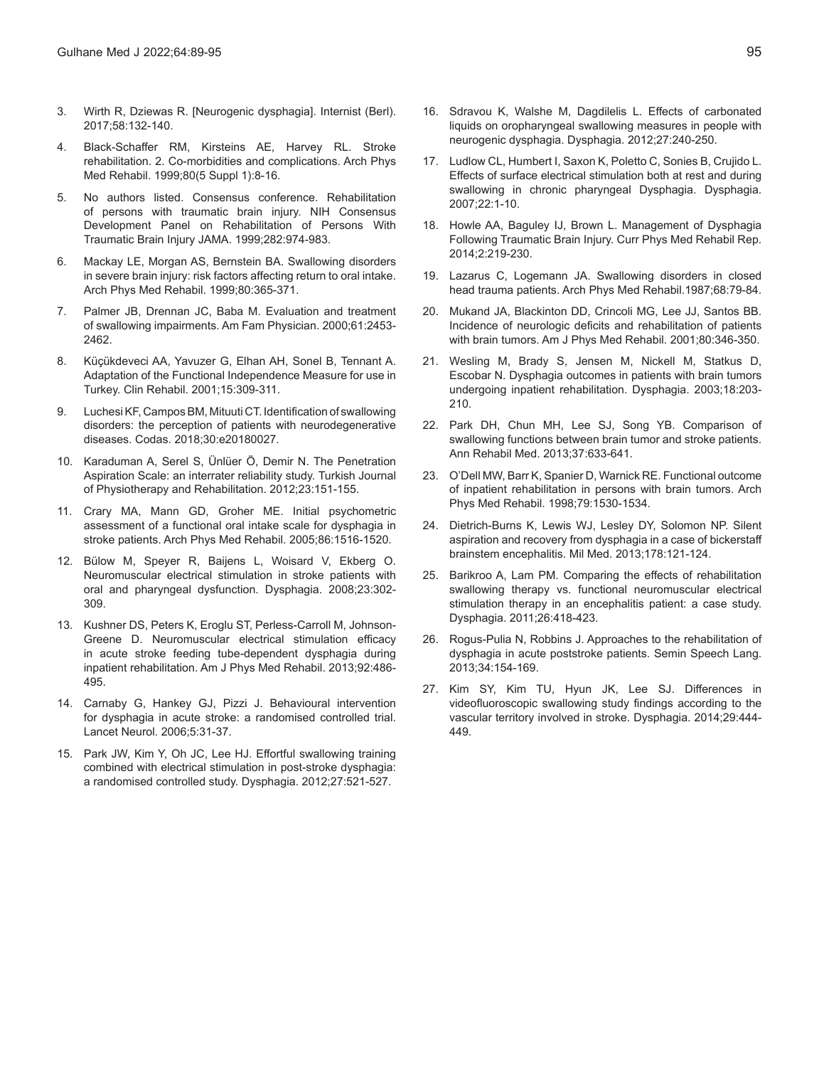3. Wirth R, Dziewas R. [Neurogenic dysphagia]. Internist (Berl). 2017;58:132-140.

4. Black-Schaffer RM, Kirsteins AE, Harvey RL. Stroke rehabilitation. 2. Co-morbidities and complications. Arch Phys Med Rehabil. 1999;80(5 Suppl 1):8-16.

5. No authors listed. Consensus conference. Rehabilitation of persons with traumatic brain injury. NIH Consensus Development Panel on Rehabilitation of Persons With Traumatic Brain Injury JAMA. 1999;282:974-983.

6. Mackay LE, Morgan AS, Bernstein BA. Swallowing disorders in severe brain injury: risk factors affecting return to oral intake. Arch Phys Med Rehabil. 1999;80:365-371.

7. Palmer JB, Drennan JC, Baba M. Evaluation and treatment of swallowing impairments. Am Fam Physician. 2000;61:2453-2462.

8. Küçükdeveci AA, Yavuzer G, Elhan AH, Sonel B, Tennant A. Adaptation of the Functional Independence Measure for use in Turkey. Clin Rehabil. 2001;15:309-311.

9. Luchesi KF, Campos BM, Mituuti CT. Identification of swallowing disorders: the perception of patients with neurodegenerative diseases. Codas. 2018;30:e20180027.

10. Karaduman A, Serel S, Ünlüer Ö, Demir N. The Penetration Aspiration Scale: an interrater reliability study. Turkish Journal of Physiotherapy and Rehabilitation. 2012;23:151-155.

11. Crary MA, Mann GD, Groher ME. Initial psychometric assessment of a functional oral intake scale for dysphagia in stroke patients. Arch Phys Med Rehabil. 2005;86:1516-1520.

12. Bülow M, Speyer R, Baijens L, Woisard V, Ekberg O. Neuromuscular electrical stimulation in stroke patients with oral and pharyngeal dysfunction. Dysphagia. 2008;23:302-309.

13. Kushner DS, Peters K, Eroglu ST, Perless-Carroll M, Johnson-Greene D. Neuromuscular electrical stimulation efficacy in acute stroke feeding tube-dependent dysphagia during inpatient rehabilitation. Am J Phys Med Rehabil. 2013;92:486-495.

14. Carnaby G, Hankey GJ, Pizzi J. Behavioural intervention for dysphagia in acute stroke: a randomised controlled trial. Lancet Neurol. 2006;5:31-37.

15. Park JW, Kim Y, Oh JC, Lee HJ. Effortful swallowing training combined with electrical stimulation in post-stroke dysphagia: a randomised controlled study. Dysphagia. 2012;27:521-527.

16. Sdravou K, Walshe M, Dagdilelis L. Effects of carbonated liquids on oropharyngeal swallowing measures in people with neurogenic dysphagia. Dysphagia. 2012;27:240-250.

17. Ludlow CL, Humbert I, Saxon K, Poletto C, Sonies B, Crujido L. Effects of surface electrical stimulation both at rest and during swallowing in chronic pharyngeal Dysphagia. Dysphagia. 2007;22:1-10.

18. Howle AA, Baguley IJ, Brown L. Management of Dysphagia Following Traumatic Brain Injury. Curr Phys Med Rehabil Rep. 2014;2:219-230.

19. Lazarus C, Logemann JA. Swallowing disorders in closed head trauma patients. Arch Phys Med Rehabil.1987;68:79-84.

20. Mukand JA, Blackinton DD, Crincoli MG, Lee JJ, Santos BB. Incidence of neurologic deficits and rehabilitation of patients with brain tumors. Am J Phys Med Rehabil. 2001;80:346-350.

21. Wesling M, Brady S, Jensen M, Nickell M, Statkus D, Escobar N. Dysphagia outcomes in patients with brain tumors undergoing inpatient rehabilitation. Dysphagia. 2003;18:203-210.

22. Park DH, Chun MH, Lee SJ, Song YB. Comparison of swallowing functions between brain tumor and stroke patients. Ann Rehabil Med. 2013;37:633-641.

23. O'Dell MW, Barr K, Spanier D, Warnick RE. Functional outcome of inpatient rehabilitation in persons with brain tumors. Arch Phys Med Rehabil. 1998;79:1530-1534.

24. Dietrich-Burns K, Lewis WJ, Lesley DY, Solomon NP. Silent aspiration and recovery from dysphagia in a case of bickerstaff brainstem encephalitis. Mil Med. 2013;178:121-124.

25. Barikroo A, Lam PM. Comparing the effects of rehabilitation swallowing therapy vs. functional neuromuscular electrical stimulation therapy in an encephalitis patient: a case study. Dysphagia. 2011;26:418-423.

26. Rogus-Pulia N, Robbins J. Approaches to the rehabilitation of dysphagia in acute poststroke patients. Semin Speech Lang. 2013;34:154-169.

27. Kim SY, Kim TU, Hyun JK, Lee SJ. Differences in videofluoroscopic swallowing study findings according to the vascular territory involved in stroke. Dysphagia. 2014;29:444-449.